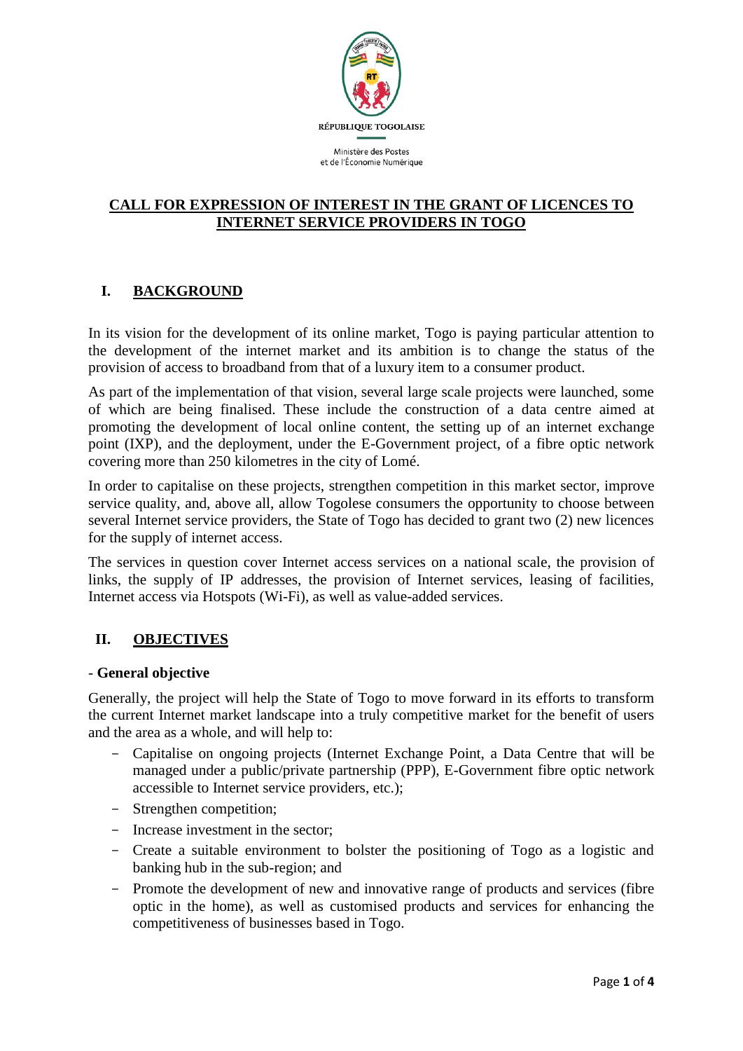RÉPUBLIQUE TOGOLAISE

Ministère des Postes et de l'Économie Numérique

# CALL FOR EXPRESSION OF INTEREST IN THE GRANT OF LICENCES TO INTERNET SERVICE PROVIDERS IN TOGO

## I. BACKGROUND

In its vision for the development of its online market, Togo is paying particular attention to the development of the internet market and its ambition is to change the status of the provision of access to broadband from that of a luxury item to a consumer product.

As part of the implementation of that vision, several large scale projects were launched, some of which are being finalised. These include the construction of a data centre aimed at promoting the development of local online content, the setting up of an internet exchange point (IXP), and the deployment, under the E-Government project, of a fibre optic network covering more than 250 kilometres in the city of Lomé.

In order to capitalise on these projects, strengthen competition in this market sector, improve service quality, and, above all, allow Togolese consumers the opportunity to choose between several Internet service providers, the State of Togo has decided to grant two (2) new licences for the supply of internet access.

The services in question cover Internet access services on a national scale, the provision of links, the supply of IP addresses, the provision of Internet services, leasing of facilities, Internet access via Hotspots (Wi-Fi), as well as value-added services.

## II. OBJECTIVES

- **General objective**

Generally, the project will help the State of Togo to move forward in its efforts to transform the current Internet market landscape into a truly competitive market for the benefit of users and the area as a whole, and will help to:

- Capitalise on ongoing projects (Internet Exchange Point, a Data Centre that will be managed under a public/private partnership (PPP), E-Government fibre optic network accessible to Internet service providers, etc.);
- Strengthen competition;
- Increase investment in the sector;
- Create a suitable environment to bolster the positioning of Togo as a logistic and banking hub in the sub-region; and
- Promote the development of new and innovative range of products and services (fibre optic in the home), as well as customised products and services for enhancing the competitiveness of businesses based in Togo.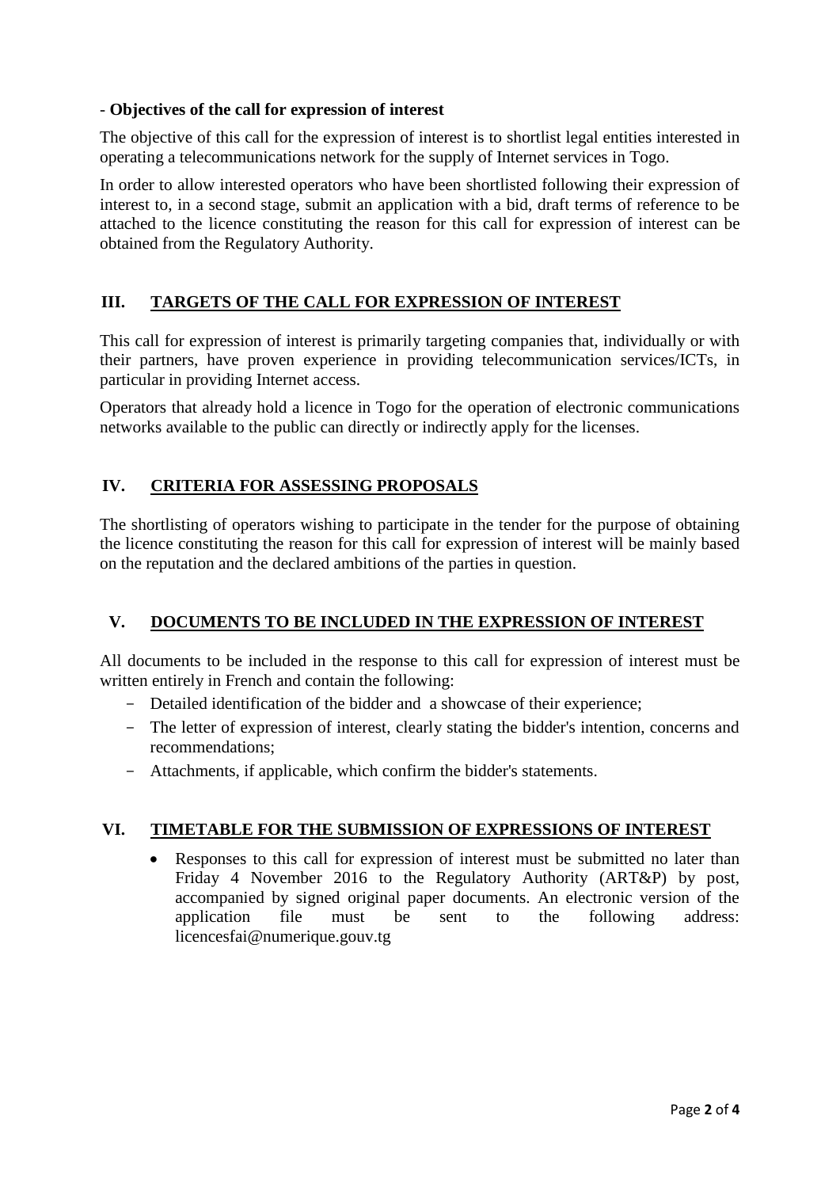- **Objectives of the call for expression of interest**

The objective of this call for the expression of interest is to shortlist legal entities interested in operating a telecommunications network for the supply of Internet services in Togo.

In order to allow interested operators who have been shortlisted following their expression of interest to, in a second stage, submit an application with a bid, draft terms of reference to be attached to the licence constituting the reason for this call for expression of interest can be obtained from the Regulatory Authority.

## III. TARGETS OF THE CALL FOR EXPRESSION OF INTEREST

This call for expression of interest is primarily targeting companies that, individually or with their partners, have proven experience in providing telecommunication services/ICTs, in particular in providing Internet access.

Operators that already hold a licence in Togo for the operation of electronic communications networks available to the public can directly or indirectly apply for the licenses.

## IV. CRITERIA FOR ASSESSING PROPOSALS

The shortlisting of operators wishing to participate in the tender for the purpose of obtaining the licence constituting the reason for this call for expression of interest will be mainly based on the reputation and the declared ambitions of the parties in question.

## V. DOCUMENTS TO BE INCLUDED IN THE EXPRESSION OF INTEREST

All documents to be included in the response to this call for expression of interest must be written entirely in French and contain the following:

- Detailed identification of the bidder and a showcase of their experience;
- The letter of expression of interest, clearly stating the bidder's intention, concerns and recommendations;
- Attachments, if applicable, which confirm the bidder's statements.

## VI. TIMETABLE FOR THE SUBMISSION OF EXPRESSIONS OF INTEREST

- Responses to this call for expression of interest must be submitted no later than Friday 4 November 2016 to the Regulatory Authority (ART&P) by post, accompanied by signed original paper documents. An electronic version of the application file must be sent to the following address: licencesfai@numerique.gouv.tg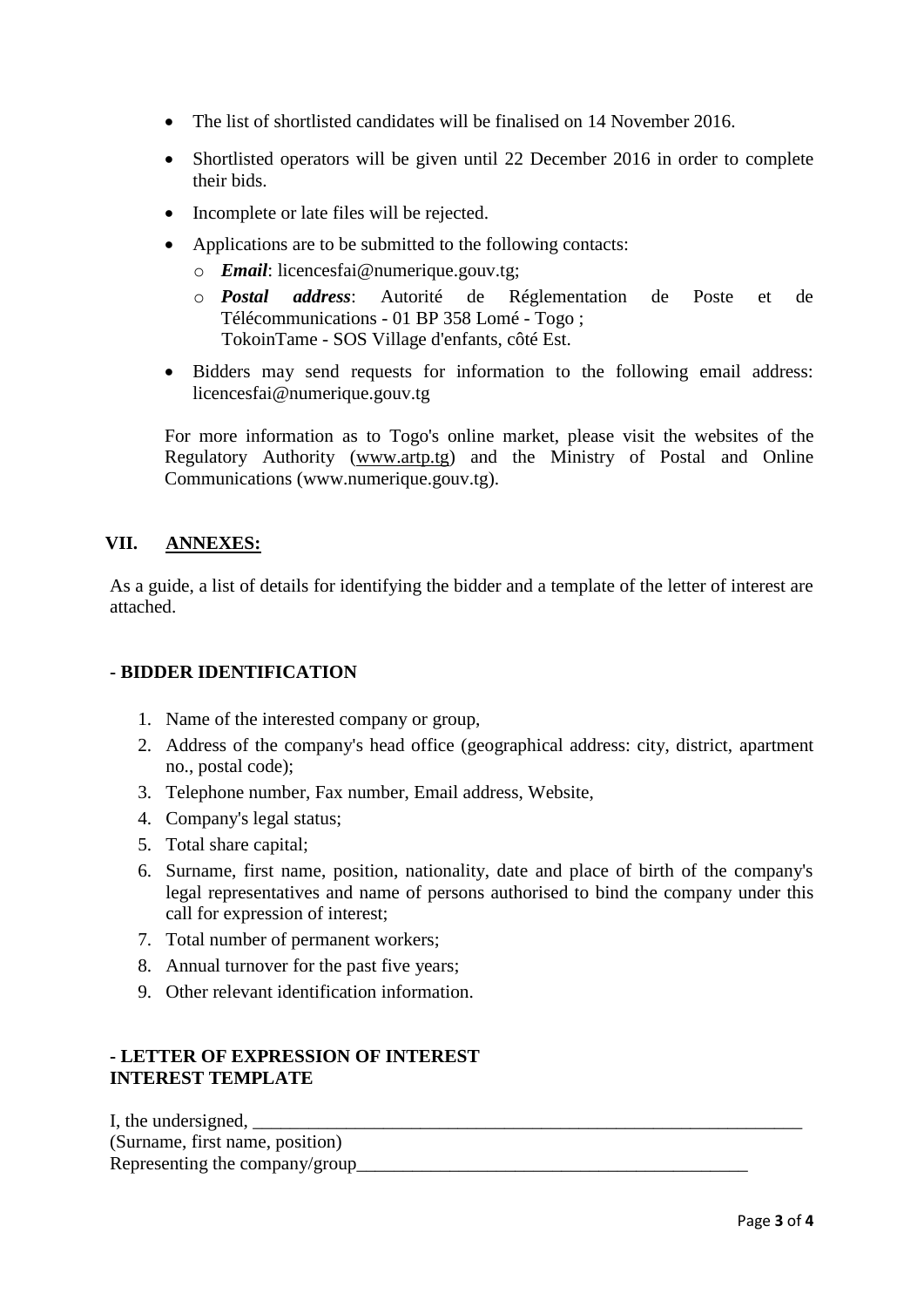- The list of shortlisted candidates will be finalised on 14 November 2016.
- Shortlisted operators will be given until 22 December 2016 in order to complete their bids.
- Incomplete or late files will be rejected.
- Applications are to be submitted to the following contacts:
  - ***Email***: licencesfai@numerique.gouv.tg;
  - ***Postal address***: Autorité de Réglementation de Poste et de Télécommunications - 01 BP 358 Lomé - Togo ;
    TokoinTame - SOS Village d'enfants, côté Est.
- Bidders may send requests for information to the following email address: licencesfai@numerique.gouv.tg

For more information as to Togo's online market, please visit the websites of the Regulatory Authority (www.artp.tg) and the Ministry of Postal and Online Communications (www.numerique.gouv.tg).

## VII. ANNEXES:

As a guide, a list of details for identifying the bidder and a template of the letter of interest are attached.

### - BIDDER IDENTIFICATION

1. Name of the interested company or group,
2. Address of the company's head office (geographical address: city, district, apartment no., postal code);
3. Telephone number, Fax number, Email address, Website,
4. Company's legal status;
5. Total share capital;
6. Surname, first name, position, nationality, date and place of birth of the company's legal representatives and name of persons authorised to bind the company under this call for expression of interest;
7. Total number of permanent workers;
8. Annual turnover for the past five years;
9. Other relevant identification information.

### - LETTER OF EXPRESSION OF INTEREST INTEREST TEMPLATE

I, the undersigned, ______________________________________________________________
(Surname, first name, position)
Representing the company/group___________________________________________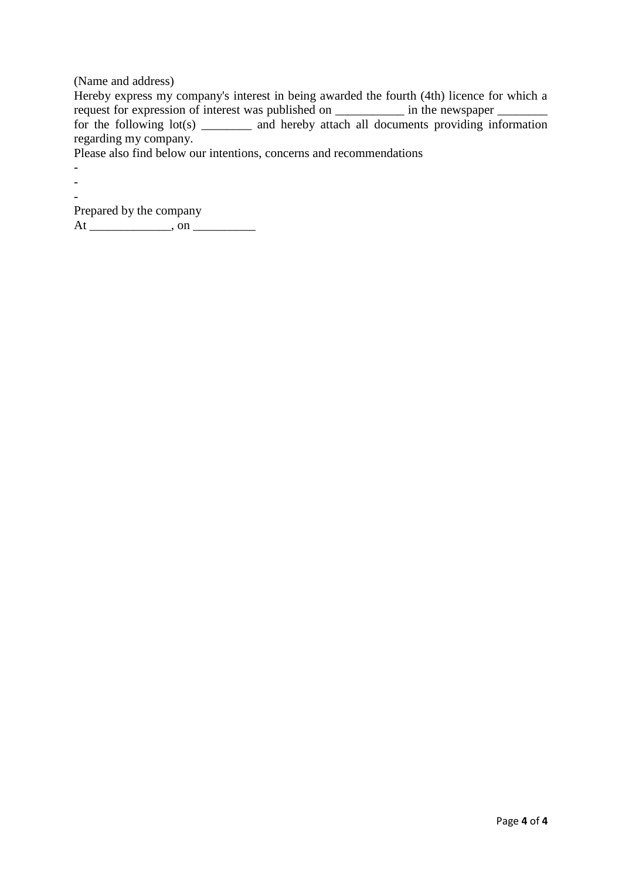(Name and address)

Hereby express my company's interest in being awarded the fourth (4th) licence for which a request for expression of interest was published on ___________ in the newspaper ________ for the following lot(s) ________ and hereby attach all documents providing information regarding my company.

Please also find below our intentions, concerns and recommendations

-
-
-

Prepared by the company

At _____________, on __________